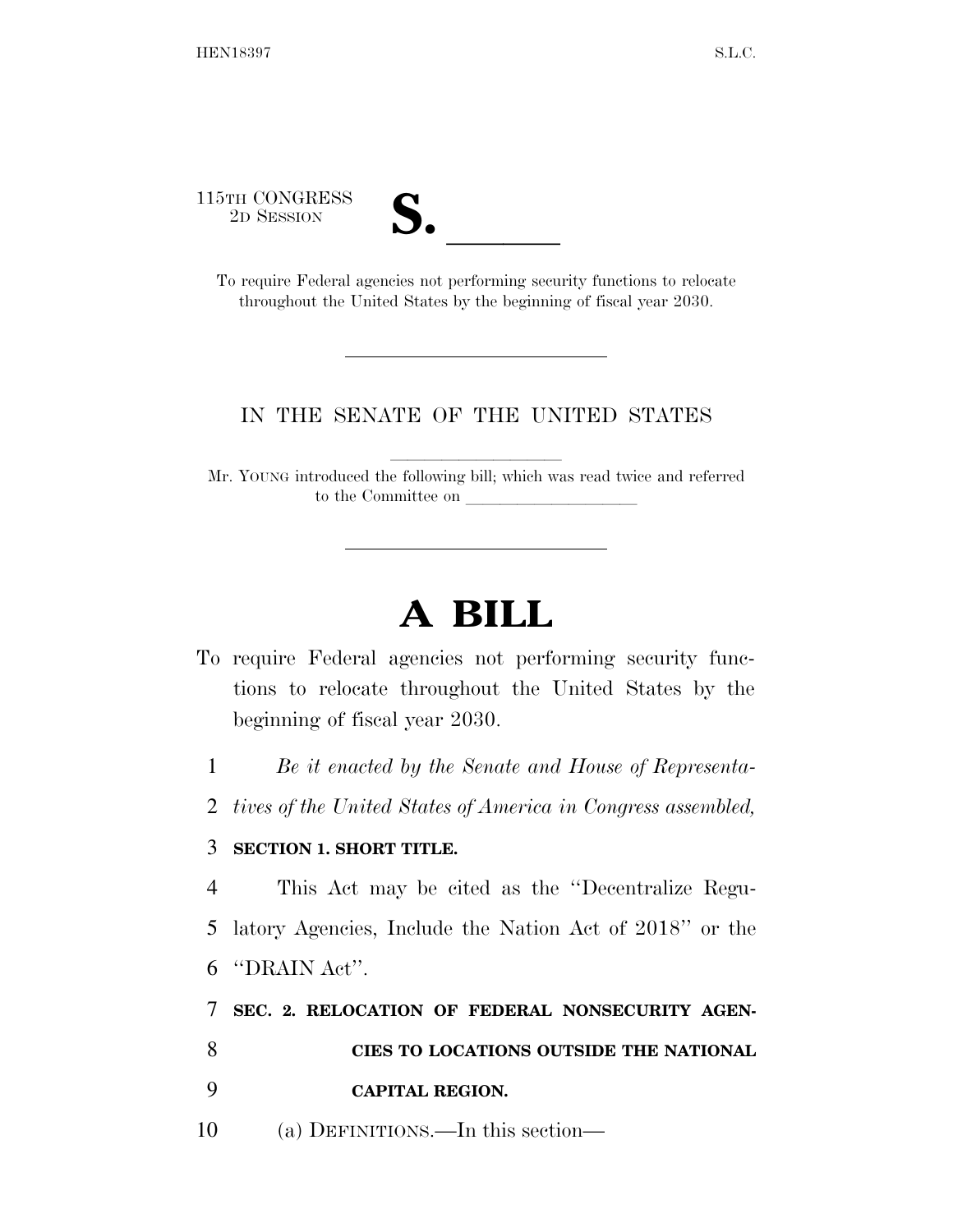115TH CONGRESS
2D SESSION

**S. \_\_\_\_\_\_**

To require Federal agencies not performing security functions to relocate throughout the United States by the beginning of fiscal year 2030.

IN THE SENATE OF THE UNITED STATES

Mr. YOUNG introduced the following bill; which was read twice and referred to the Committee on \_\_\_\_\_\_\_\_\_\_\_\_\_\_\_\_\_\_\_\_

# A BILL

To require Federal agencies not performing security functions to relocate throughout the United States by the beginning of fiscal year 2030.

1 *Be it enacted by the Senate and House of Representa-*
2 *tives of the United States of America in Congress assembled,*

3 **SECTION 1. SHORT TITLE.**

4 This Act may be cited as the ''Decentralize Regu-
5 latory Agencies, Include the Nation Act of 2018'' or the
6 ''DRAIN Act''.

7 **SEC. 2. RELOCATION OF FEDERAL NONSECURITY AGEN-**
8 **CIES TO LOCATIONS OUTSIDE THE NATIONAL**
9 **CAPITAL REGION.**

10 (a) DEFINITIONS.—In this section—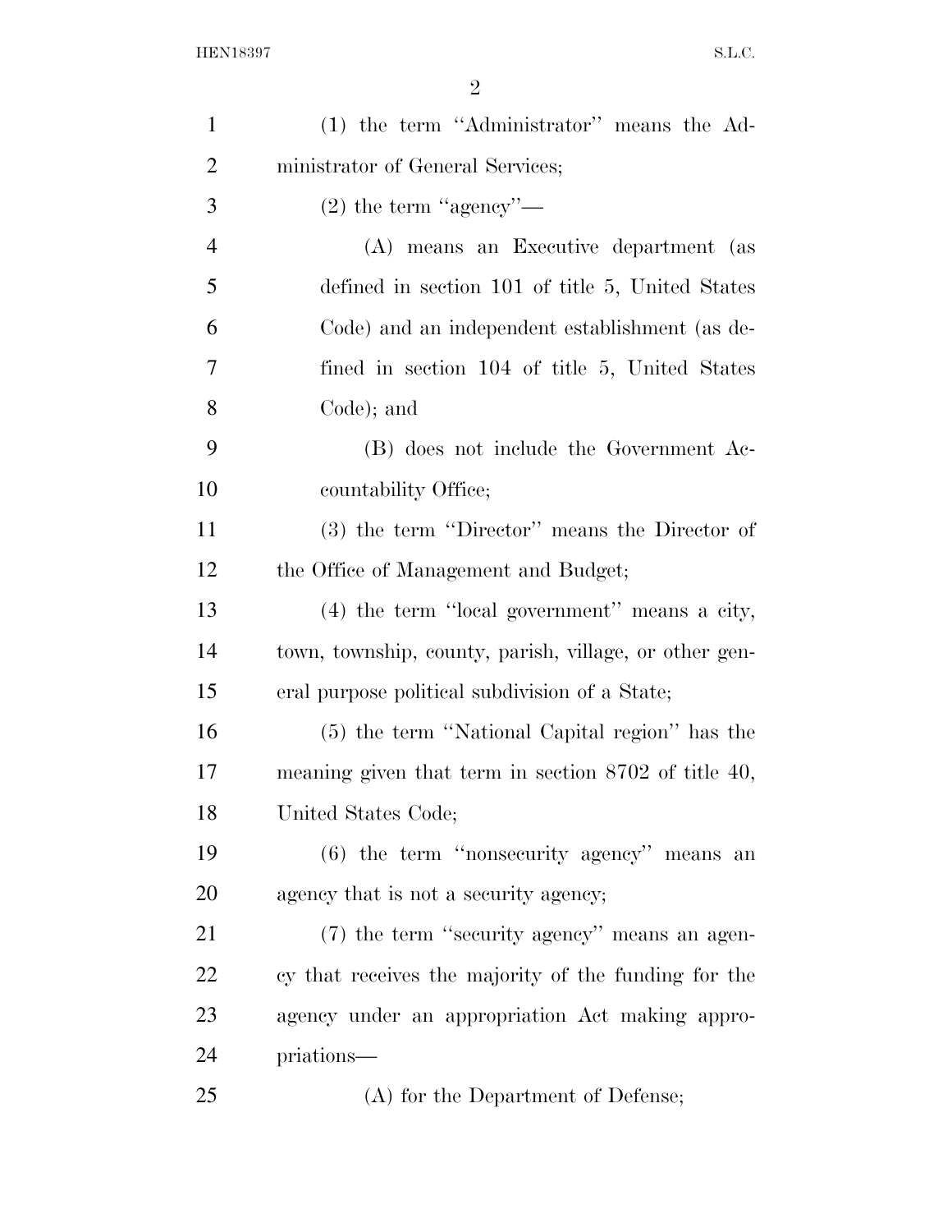(1) the term ''Administrator'' means the Administrator of General Services;

(2) the term ''agency''—

(A) means an Executive department (as defined in section 101 of title 5, United States Code) and an independent establishment (as defined in section 104 of title 5, United States Code); and

(B) does not include the Government Accountability Office;

(3) the term ''Director'' means the Director of the Office of Management and Budget;

(4) the term ''local government'' means a city, town, township, county, parish, village, or other general purpose political subdivision of a State;

(5) the term ''National Capital region'' has the meaning given that term in section 8702 of title 40, United States Code;

(6) the term ''nonsecurity agency'' means an agency that is not a security agency;

(7) the term ''security agency'' means an agency that receives the majority of the funding for the agency under an appropriation Act making appropriations—

(A) for the Department of Defense;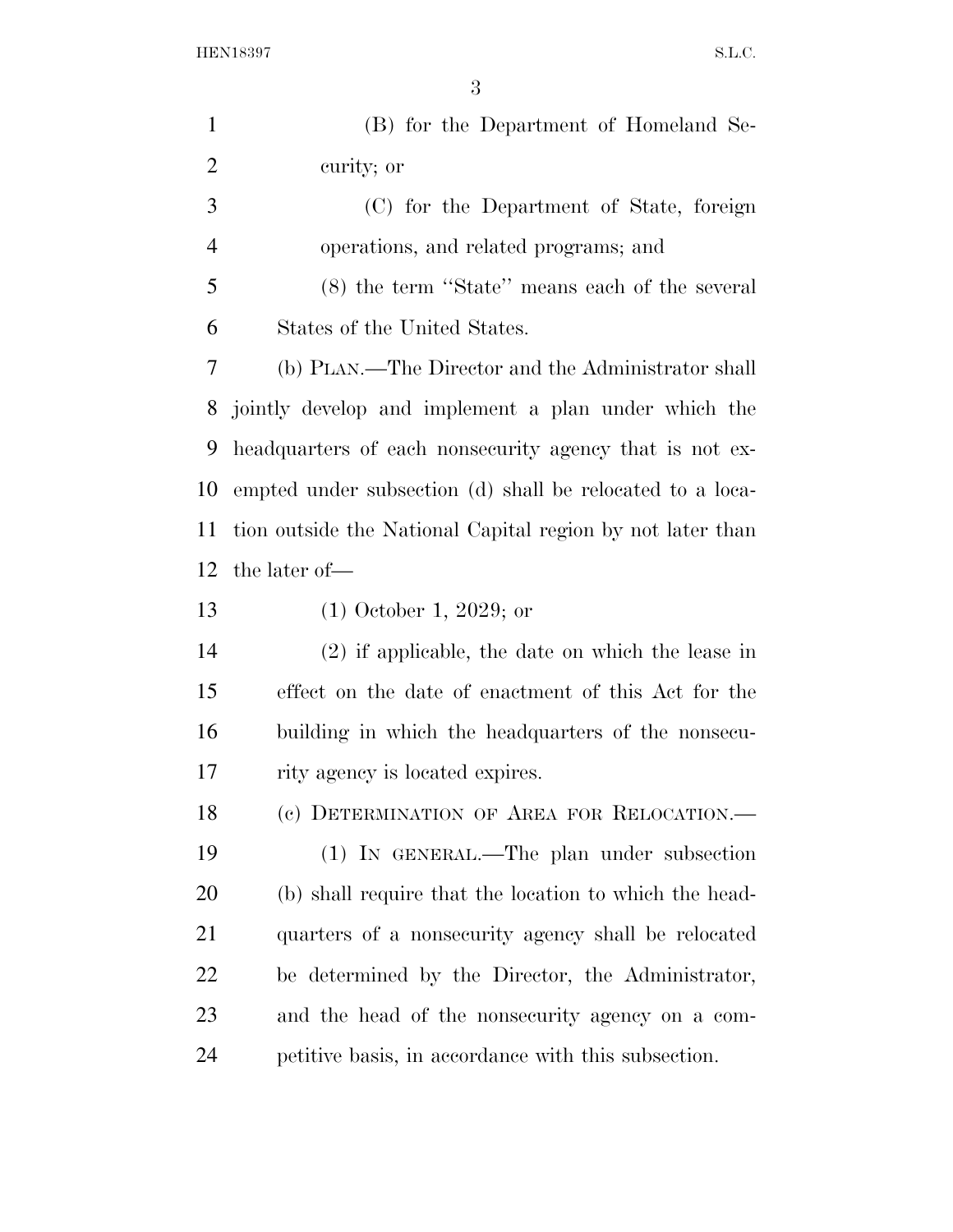(B) for the Department of Homeland Security; or

(C) for the Department of State, foreign operations, and related programs; and

(8) the term ''State'' means each of the several States of the United States.

(b) PLAN.—The Director and the Administrator shall jointly develop and implement a plan under which the headquarters of each nonsecurity agency that is not exempted under subsection (d) shall be relocated to a location outside the National Capital region by not later than the later of—

(1) October 1, 2029; or

(2) if applicable, the date on which the lease in effect on the date of enactment of this Act for the building in which the headquarters of the nonsecurity agency is located expires.

(c) DETERMINATION OF AREA FOR RELOCATION.—

(1) IN GENERAL.—The plan under subsection (b) shall require that the location to which the headquarters of a nonsecurity agency shall be relocated be determined by the Director, the Administrator, and the head of the nonsecurity agency on a competitive basis, in accordance with this subsection.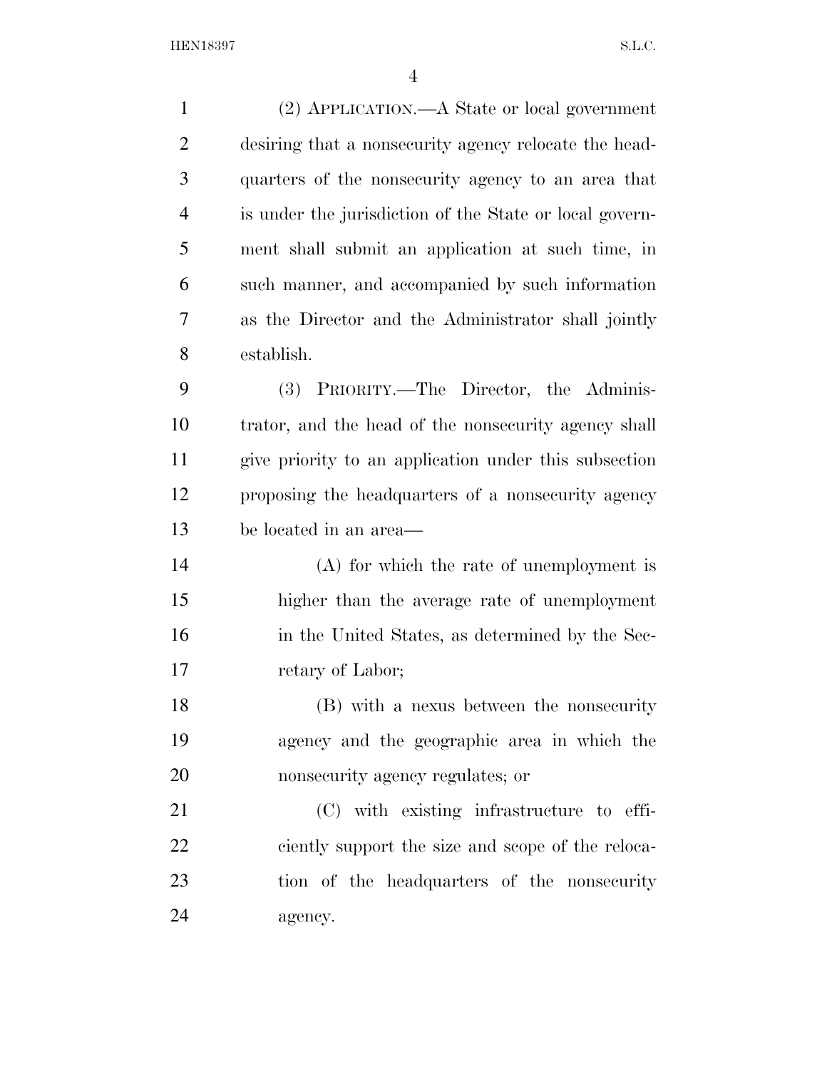(2) APPLICATION.—A State or local government desiring that a nonsecurity agency relocate the headquarters of the nonsecurity agency to an area that is under the jurisdiction of the State or local government shall submit an application at such time, in such manner, and accompanied by such information as the Director and the Administrator shall jointly establish.

(3) PRIORITY.—The Director, the Administrator, and the head of the nonsecurity agency shall give priority to an application under this subsection proposing the headquarters of a nonsecurity agency be located in an area—

(A) for which the rate of unemployment is higher than the average rate of unemployment in the United States, as determined by the Secretary of Labor;

(B) with a nexus between the nonsecurity agency and the geographic area in which the nonsecurity agency regulates; or

(C) with existing infrastructure to efficiently support the size and scope of the relocation of the headquarters of the nonsecurity agency.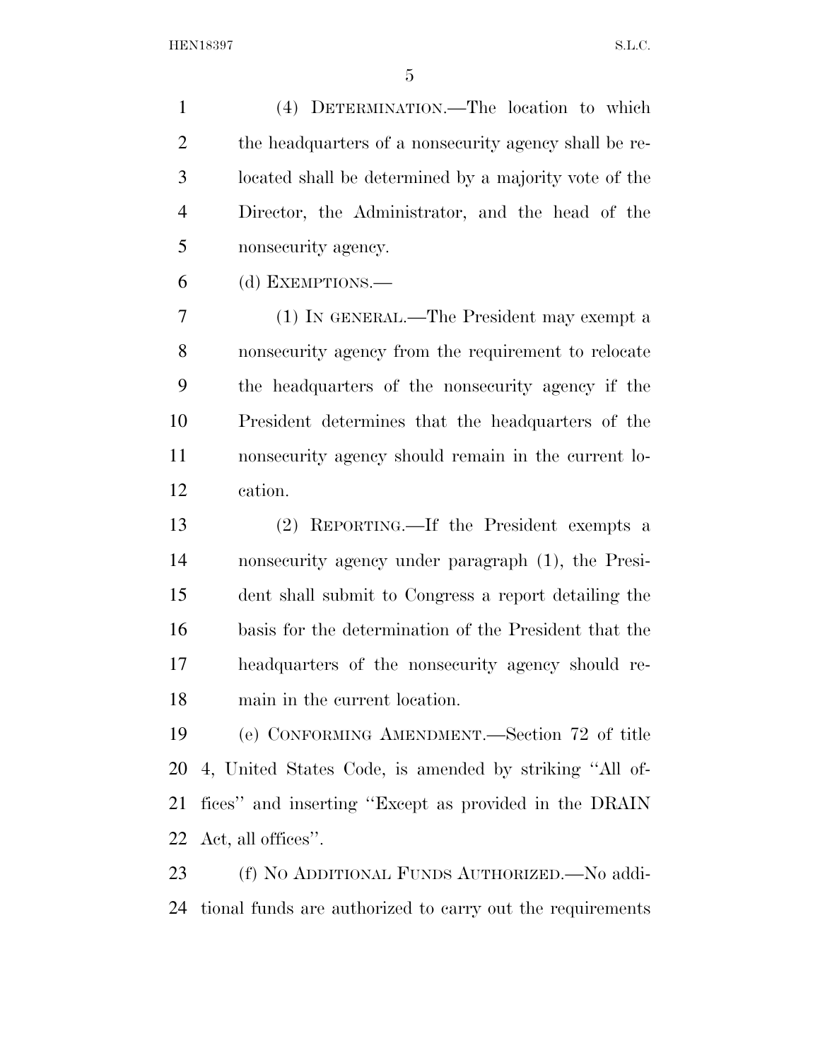(4) DETERMINATION.—The location to which the headquarters of a nonsecurity agency shall be relocated shall be determined by a majority vote of the Director, the Administrator, and the head of the nonsecurity agency.

(d) EXEMPTIONS.—

(1) IN GENERAL.—The President may exempt a nonsecurity agency from the requirement to relocate the headquarters of the nonsecurity agency if the President determines that the headquarters of the nonsecurity agency should remain in the current location.

(2) REPORTING.—If the President exempts a nonsecurity agency under paragraph (1), the President shall submit to Congress a report detailing the basis for the determination of the President that the headquarters of the nonsecurity agency should remain in the current location.

(e) CONFORMING AMENDMENT.—Section 72 of title 4, United States Code, is amended by striking ''All offices'' and inserting ''Except as provided in the DRAIN Act, all offices''.

(f) NO ADDITIONAL FUNDS AUTHORIZED.—No additional funds are authorized to carry out the requirements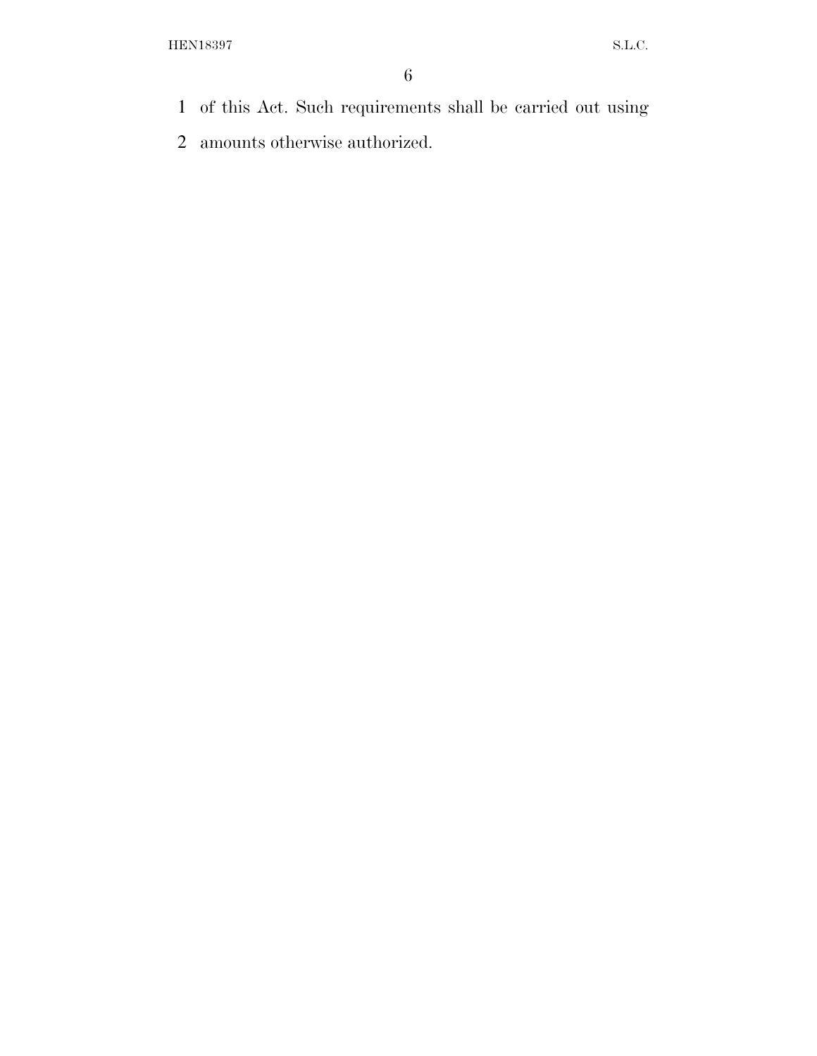of this Act. Such requirements shall be carried out using amounts otherwise authorized.